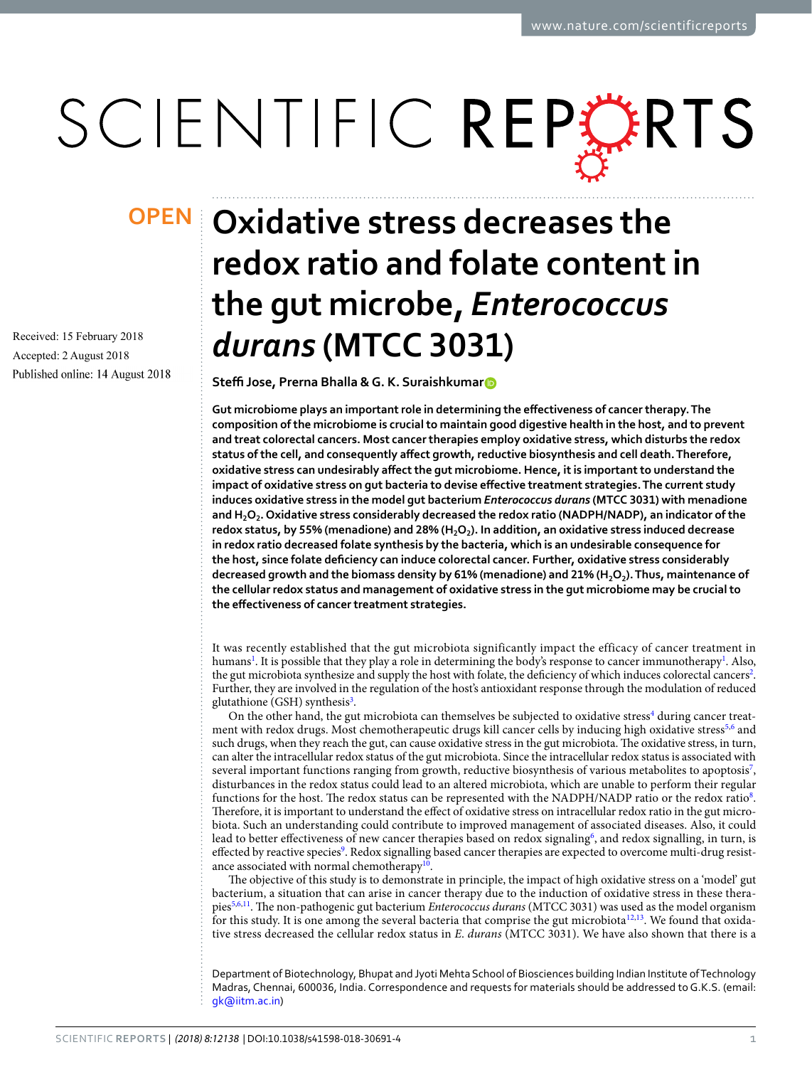OPEN

# Oxidative stress decreases the redox ratio and folate content in the gut microbe, *Enterococcus durans* (MTCC 3031)

Received: 15 February 2018

Accepted: 2 August 2018

Published online: 14 August 2018

**Steffi Jose, Prerna Bhalla & G. K. Suraishkumar**

**Gut microbiome plays an important role in determining the effectiveness of cancer therapy. The composition of the microbiome is crucial to maintain good digestive health in the host, and to prevent and treat colorectal cancers. Most cancer therapies employ oxidative stress, which disturbs the redox status of the cell, and consequently affect growth, reductive biosynthesis and cell death. Therefore, oxidative stress can undesirably affect the gut microbiome. Hence, it is important to understand the impact of oxidative stress on gut bacteria to devise effective treatment strategies. The current study induces oxidative stress in the model gut bacterium *Enterococcus durans* (MTCC 3031) with menadione and $H_2O_2$. Oxidative stress considerably decreased the redox ratio (NADPH/NADP), an indicator of the redox status, by 55% (menadione) and 28% ($H_2O_2$). In addition, an oxidative stress induced decrease in redox ratio decreased folate synthesis by the bacteria, which is an undesirable consequence for the host, since folate deficiency can induce colorectal cancer. Further, oxidative stress considerably decreased growth and the biomass density by 61% (menadione) and 21% ($H_2O_2$). Thus, maintenance of the cellular redox status and management of oxidative stress in the gut microbiome may be crucial to the effectiveness of cancer treatment strategies.**

It was recently established that the gut microbiota significantly impact the efficacy of cancer treatment in humans[1]. It is possible that they play a role in determining the body's response to cancer immunotherapy[1]. Also, the gut microbiota synthesize and supply the host with folate, the deficiency of which induces colorectal cancers[2]. Further, they are involved in the regulation of the host's antioxidant response through the modulation of reduced glutathione (GSH) synthesis[3].

On the other hand, the gut microbiota can themselves be subjected to oxidative stress[4] during cancer treatment with redox drugs. Most chemotherapeutic drugs kill cancer cells by inducing high oxidative stress[5,6] and such drugs, when they reach the gut, can cause oxidative stress in the gut microbiota. The oxidative stress, in turn, can alter the intracellular redox status of the gut microbiota. Since the intracellular redox status is associated with several important functions ranging from growth, reductive biosynthesis of various metabolites to apoptosis[7], disturbances in the redox status could lead to an altered microbiota, which are unable to perform their regular functions for the host. The redox status can be represented with the NADPH/NADP ratio or the redox ratio[8]. Therefore, it is important to understand the effect of oxidative stress on intracellular redox ratio in the gut microbiota. Such an understanding could contribute to improved management of associated diseases. Also, it could lead to better effectiveness of new cancer therapies based on redox signaling[6], and redox signalling, in turn, is effected by reactive species[9]. Redox signalling based cancer therapies are expected to overcome multi-drug resistance associated with normal chemotherapy[10].

The objective of this study is to demonstrate in principle, the impact of high oxidative stress on a 'model' gut bacterium, a situation that can arise in cancer therapy due to the induction of oxidative stress in these therapies[5,6,11]. The non-pathogenic gut bacterium *Enterococcus durans* (MTCC 3031) was used as the model organism for this study. It is one among the several bacteria that comprise the gut microbiota[12,13]. We found that oxidative stress decreased the cellular redox status in *E. durans* (MTCC 3031). We have also shown that there is a

Department of Biotechnology, Bhupat and Jyoti Mehta School of Biosciences building Indian Institute of Technology Madras, Chennai, 600036, India. Correspondence and requests for materials should be addressed to G.K.S. (email: gk@iitm.ac.in)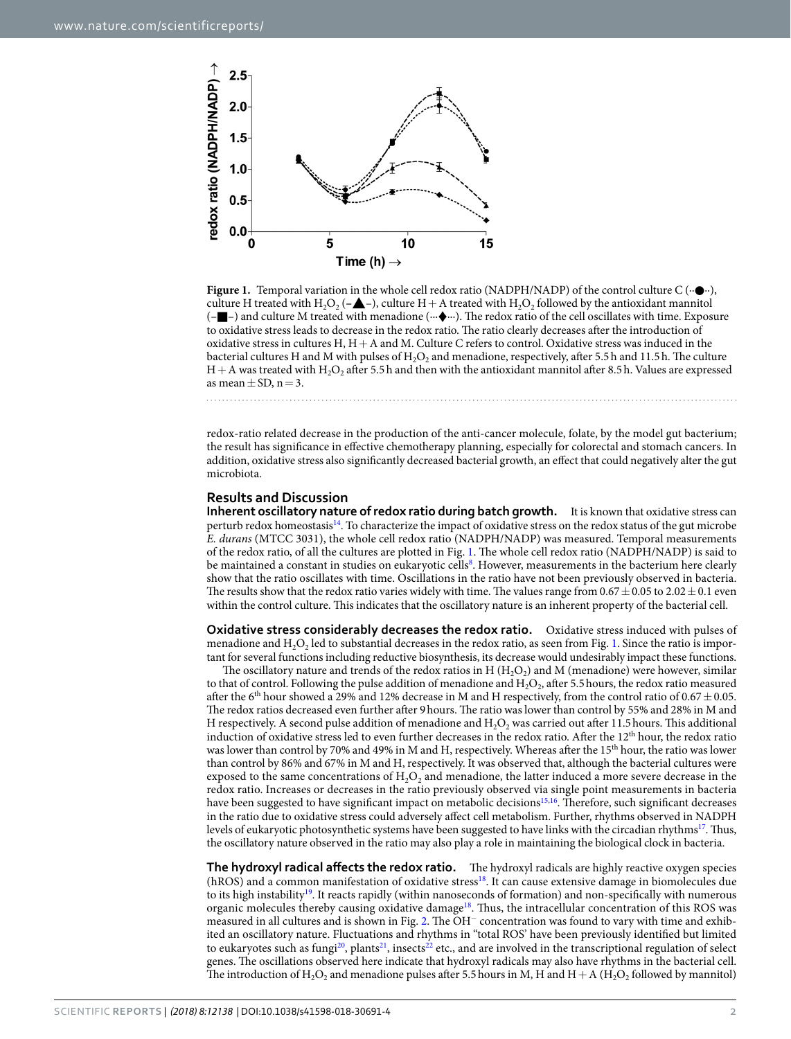**Figure 1.** Temporal variation in the whole cell redox ratio (NADPH/NADP) of the control culture C (··●··), culture H treated with $H_2O_2$ (–▲–), culture H + A treated with $H_2O_2$ followed by the antioxidant mannitol (–■–) and culture M treated with menadione (···◆···). The redox ratio of the cell oscillates with time. Exposure to oxidative stress leads to decrease in the redox ratio. The ratio clearly decreases after the introduction of oxidative stress in cultures H, H + A and M. Culture C refers to control. Oxidative stress was induced in the bacterial cultures H and M with pulses of $H_2O_2$ and menadione, respectively, after 5.5 h and 11.5 h. The culture H + A was treated with $H_2O_2$ after 5.5 h and then with the antioxidant mannitol after 8.5 h. Values are expressed as mean ± SD, n = 3.

redox-ratio related decrease in the production of the anti-cancer molecule, folate, by the model gut bacterium; the result has significance in effective chemotherapy planning, especially for colorectal and stomach cancers. In addition, oxidative stress also significantly decreased bacterial growth, an effect that could negatively alter the gut microbiota.

## Results and Discussion

**Inherent oscillatory nature of redox ratio during batch growth.** It is known that oxidative stress can perturb redox homeostasis[14]. To characterize the impact of oxidative stress on the redox status of the gut microbe *E. durans* (MTCC 3031), the whole cell redox ratio (NADPH/NADP) was measured. Temporal measurements of the redox ratio, of all the cultures are plotted in Fig. 1. The whole cell redox ratio (NADPH/NADP) is said to be maintained a constant in studies on eukaryotic cells[8]. However, measurements in the bacterium here clearly show that the ratio oscillates with time. Oscillations in the ratio have not been previously observed in bacteria. The results show that the redox ratio varies widely with time. The values range from 0.67 ± 0.05 to 2.02 ± 0.1 even within the control culture. This indicates that the oscillatory nature is an inherent property of the bacterial cell.

**Oxidative stress considerably decreases the redox ratio.** Oxidative stress induced with pulses of menadione and $H_2O_2$ led to substantial decreases in the redox ratio, as seen from Fig. 1. Since the ratio is important for several functions including reductive biosynthesis, its decrease would undesirably impact these functions.

The oscillatory nature and trends of the redox ratios in H ($H_2O_2$) and M (menadione) were however, similar to that of control. Following the pulse addition of menadione and $H_2O_2$, after 5.5 hours, the redox ratio measured after the 6[th] hour showed a 29% and 12% decrease in M and H respectively, from the control ratio of 0.67 ± 0.05. The redox ratios decreased even further after 9 hours. The ratio was lower than control by 55% and 28% in M and H respectively. A second pulse addition of menadione and $H_2O_2$ was carried out after 11.5 hours. This additional induction of oxidative stress led to even further decreases in the redox ratio. After the 12[th] hour, the redox ratio was lower than control by 70% and 49% in M and H, respectively. Whereas after the 15[th] hour, the ratio was lower than control by 86% and 67% in M and H, respectively. It was observed that, although the bacterial cultures were exposed to the same concentrations of $H_2O_2$ and menadione, the latter induced a more severe decrease in the redox ratio. Increases or decreases in the ratio previously observed via single point measurements in bacteria have been suggested to have significant impact on metabolic decisions[15,16]. Therefore, such significant decreases in the ratio due to oxidative stress could adversely affect cell metabolism. Further, rhythms observed in NADPH levels of eukaryotic photosynthetic systems have been suggested to have links with the circadian rhythms[17]. Thus, the oscillatory nature observed in the ratio may also play a role in maintaining the biological clock in bacteria.

**The hydroxyl radical affects the redox ratio.** The hydroxyl radicals are highly reactive oxygen species (hROS) and a common manifestation of oxidative stress[18]. It can cause extensive damage in biomolecules due to its high instability[19]. It reacts rapidly (within nanoseconds of formation) and non-specifically with numerous organic molecules thereby causing oxidative damage[18]. Thus, the intracellular concentration of this ROS was measured in all cultures and is shown in Fig. 2. The $OH^-$ concentration was found to vary with time and exhibited an oscillatory nature. Fluctuations and rhythms in "total ROS" have been previously identified but limited to eukaryotes such as fungi[20], plants[21], insects[22] etc., and are involved in the transcriptional regulation of select genes. The oscillations observed here indicate that hydroxyl radicals may also have rhythms in the bacterial cell. The introduction of $H_2O_2$ and menadione pulses after 5.5 hours in M, H and H + A ($H_2O_2$ followed by mannitol)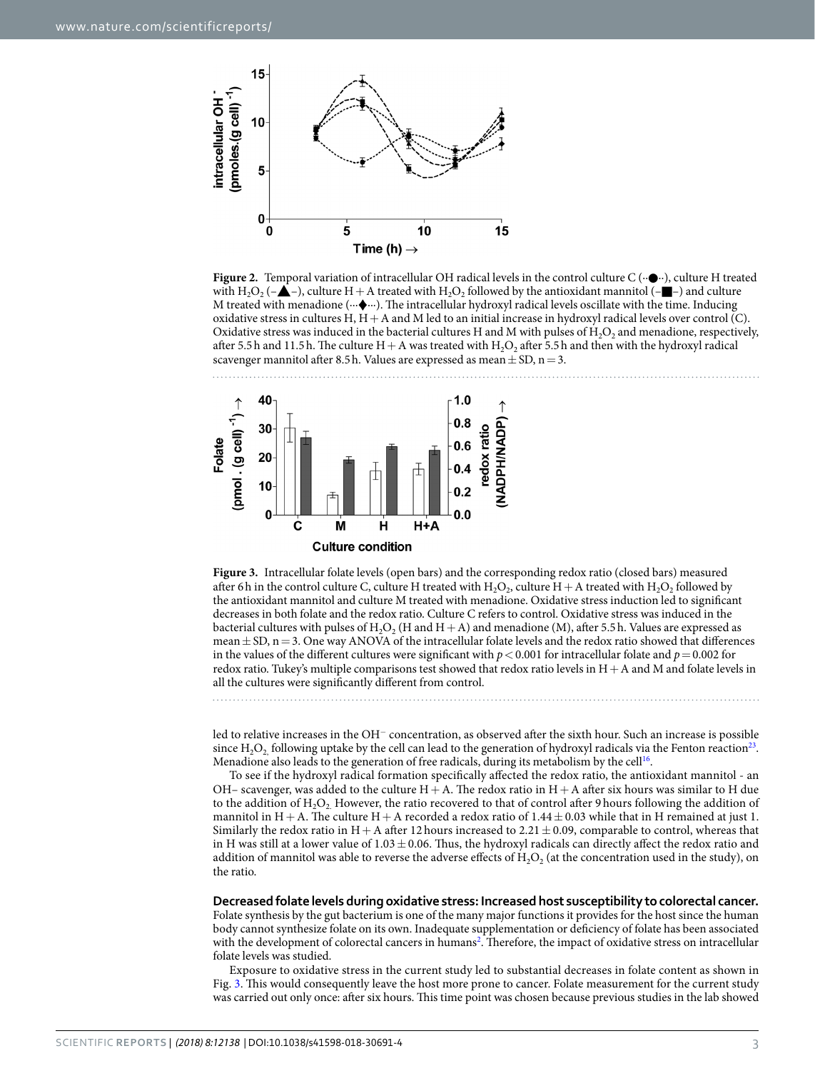**Figure 2.** Temporal variation of intracellular OH radical levels in the control culture C (··●··), culture H treated with $H_2O_2$ (–▲–), culture H + A treated with $H_2O_2$ followed by the antioxidant mannitol (–■–) and culture M treated with menadione (···◆···). The intracellular hydroxyl radical levels oscillate with the time. Inducing oxidative stress in cultures H, H + A and M led to an initial increase in hydroxyl radical levels over control (C). Oxidative stress was induced in the bacterial cultures H and M with pulses of $H_2O_2$ and menadione, respectively, after 5.5 h and 11.5 h. The culture H + A was treated with $H_2O_2$ after 5.5 h and then with the hydroxyl radical scavenger mannitol after 8.5 h. Values are expressed as mean ± SD, n = 3.

**Figure 3.** Intracellular folate levels (open bars) and the corresponding redox ratio (closed bars) measured after 6 h in the control culture C, culture H treated with $H_2O_2$, culture H + A treated with $H_2O_2$ followed by the antioxidant mannitol and culture M treated with menadione. Oxidative stress induction led to significant decreases in both folate and the redox ratio. Culture C refers to control. Oxidative stress was induced in the bacterial cultures with pulses of $H_2O_2$ (H and H + A) and menadione (M), after 5.5 h. Values are expressed as mean ± SD, n = 3. One way ANOVA of the intracellular folate levels and the redox ratio showed that differences in the values of the different cultures were significant with $p < 0.001$ for intracellular folate and $p = 0.002$ for redox ratio. Tukey's multiple comparisons test showed that redox ratio levels in H + A and M and folate levels in all the cultures were significantly different from control.

led to relative increases in the $OH^-$ concentration, as observed after the sixth hour. Such an increase is possible since $H_2O_2$, following uptake by the cell can lead to the generation of hydroxyl radicals via the Fenton reaction[23]. Menadione also leads to the generation of free radicals, during its metabolism by the cell[16].

To see if the hydroxyl radical formation specifically affected the redox ratio, the antioxidant mannitol - an OH– scavenger, was added to the culture H + A. The redox ratio in H + A after six hours was similar to H due to the addition of $H_2O_2$. However, the ratio recovered to that of control after 9 hours following the addition of mannitol in H + A. The culture H + A recorded a redox ratio of 1.44 ± 0.03 while that in H remained at just 1. Similarly the redox ratio in H + A after 12 hours increased to 2.21 ± 0.09, comparable to control, whereas that in H was still at a lower value of 1.03 ± 0.06. Thus, the hydroxyl radicals can directly affect the redox ratio and addition of mannitol was able to reverse the adverse effects of $H_2O_2$ (at the concentration used in the study), on the ratio.

**Decreased folate levels during oxidative stress: Increased host susceptibility to colorectal cancer.** Folate synthesis by the gut bacterium is one of the many major functions it provides for the host since the human body cannot synthesize folate on its own. Inadequate supplementation or deficiency of folate has been associated with the development of colorectal cancers in humans[2]. Therefore, the impact of oxidative stress on intracellular folate levels was studied.

Exposure to oxidative stress in the current study led to substantial decreases in folate content as shown in Fig. 3. This would consequently leave the host more prone to cancer. Folate measurement for the current study was carried out only once: after six hours. This time point was chosen because previous studies in the lab showed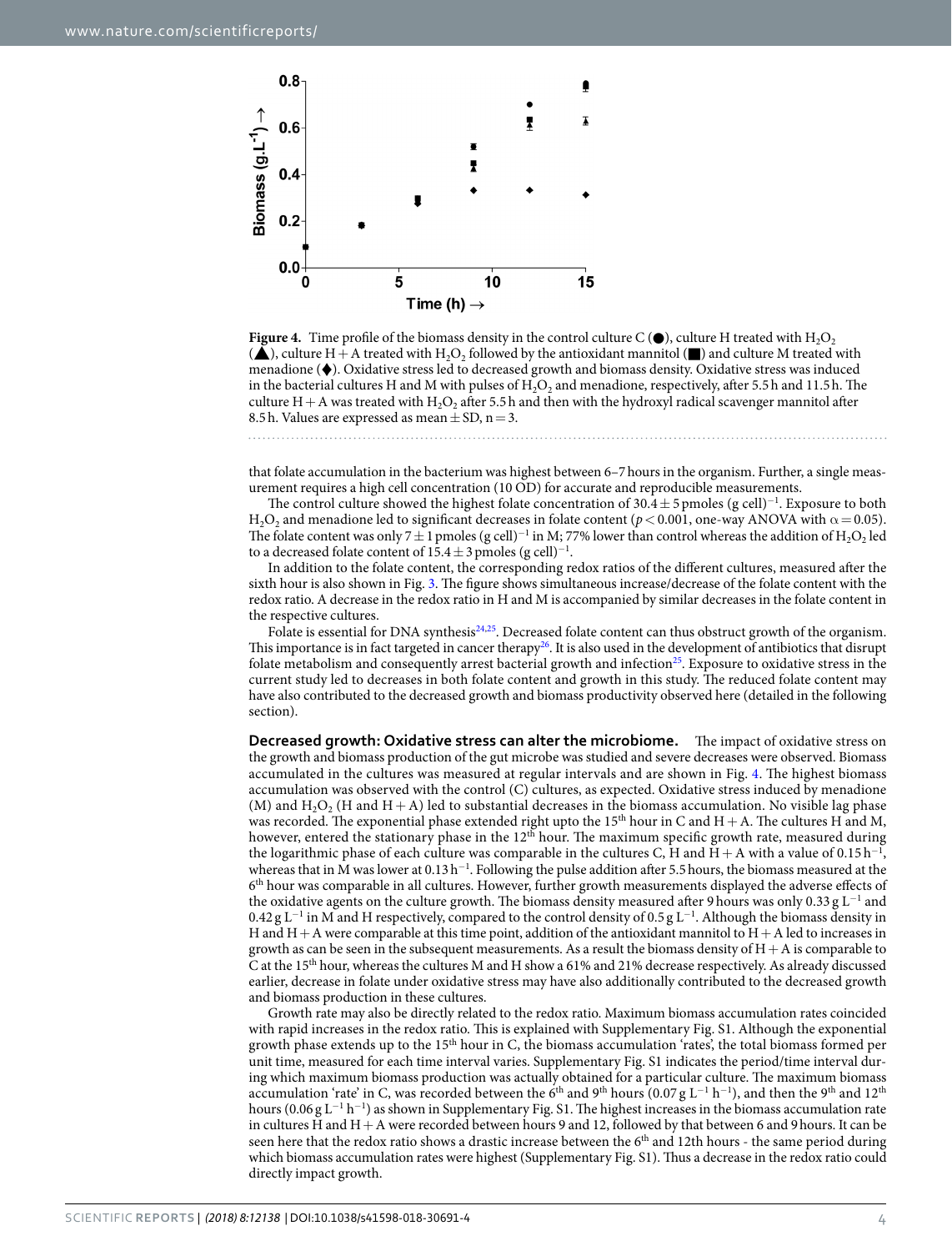**Figure 4.** Time profile of the biomass density in the control culture C (●), culture H treated with $H_2O_2$ (▲), culture H + A treated with $H_2O_2$ followed by the antioxidant mannitol (■) and culture M treated with menadione (♦). Oxidative stress led to decreased growth and biomass density. Oxidative stress was induced in the bacterial cultures H and M with pulses of $H_2O_2$ and menadione, respectively, after 5.5 h and 11.5 h. The culture H + A was treated with $H_2O_2$ after 5.5 h and then with the hydroxyl radical scavenger mannitol after 8.5 h. Values are expressed as mean ± SD, n = 3.

that folate accumulation in the bacterium was highest between 6–7 hours in the organism. Further, a single measurement requires a high cell concentration (10 OD) for accurate and reproducible measurements.

The control culture showed the highest folate concentration of 30.4 ± 5 pmoles (g cell)$^{-1}$. Exposure to both $H_2O_2$ and menadione led to significant decreases in folate content ($p < 0.001$, one-way ANOVA with $\alpha = 0.05$). The folate content was only 7 ± 1 pmoles (g cell)$^{-1}$ in M; 77% lower than control whereas the addition of $H_2O_2$ led to a decreased folate content of 15.4 ± 3 pmoles (g cell)$^{-1}$.

In addition to the folate content, the corresponding redox ratios of the different cultures, measured after the sixth hour is also shown in Fig. 3. The figure shows simultaneous increase/decrease of the folate content with the redox ratio. A decrease in the redox ratio in H and M is accompanied by similar decreases in the folate content in the respective cultures.

Folate is essential for DNA synthesis[24,25]. Decreased folate content can thus obstruct growth of the organism. This importance is in fact targeted in cancer therapy[26]. It is also used in the development of antibiotics that disrupt folate metabolism and consequently arrest bacterial growth and infection[25]. Exposure to oxidative stress in the current study led to decreases in both folate content and growth in this study. The reduced folate content may have also contributed to the decreased growth and biomass productivity observed here (detailed in the following section).

**Decreased growth: Oxidative stress can alter the microbiome.** The impact of oxidative stress on the growth and biomass production of the gut microbe was studied and severe decreases were observed. Biomass accumulated in the cultures was measured at regular intervals and are shown in Fig. 4. The highest biomass accumulation was observed with the control (C) cultures, as expected. Oxidative stress induced by menadione (M) and $H_2O_2$ (H and H + A) led to substantial decreases in the biomass accumulation. No visible lag phase was recorded. The exponential phase extended right upto the 15th hour in C and H + A. The cultures H and M, however, entered the stationary phase in the 12th hour. The maximum specific growth rate, measured during the logarithmic phase of each culture was comparable in the cultures C, H and H + A with a value of 0.15 h$^{-1}$, whereas that in M was lower at 0.13 h$^{-1}$. Following the pulse addition after 5.5 hours, the biomass measured at the 6th hour was comparable in all cultures. However, further growth measurements displayed the adverse effects of the oxidative agents on the culture growth. The biomass density measured after 9 hours was only 0.33 g L$^{-1}$ and 0.42 g L$^{-1}$ in M and H respectively, compared to the control density of 0.5 g L$^{-1}$. Although the biomass density in H and H + A were comparable at this time point, addition of the antioxidant mannitol to H + A led to increases in growth as can be seen in the subsequent measurements. As a result the biomass density of H + A is comparable to C at the 15th hour, whereas the cultures M and H show a 61% and 21% decrease respectively. As already discussed earlier, decrease in folate under oxidative stress may have also additionally contributed to the decreased growth and biomass production in these cultures.

Growth rate may also be directly related to the redox ratio. Maximum biomass accumulation rates coincided with rapid increases in the redox ratio. This is explained with Supplementary Fig. S1. Although the exponential growth phase extends up to the 15th hour in C, the biomass accumulation 'rates', the total biomass formed per unit time, measured for each time interval varies. Supplementary Fig. S1 indicates the period/time interval during which maximum biomass production was actually obtained for a particular culture. The maximum biomass accumulation 'rate' in C, was recorded between the 6th and 9th hours (0.07 g L$^{-1}$ h$^{-1}$), and then the 9th and 12th hours (0.06 g L$^{-1}$ h$^{-1}$) as shown in Supplementary Fig. S1. The highest increases in the biomass accumulation rate in cultures H and H + A were recorded between hours 9 and 12, followed by that between 6 and 9 hours. It can be seen here that the redox ratio shows a drastic increase between the 6th and 12th hours - the same period during which biomass accumulation rates were highest (Supplementary Fig. S1). Thus a decrease in the redox ratio could directly impact growth.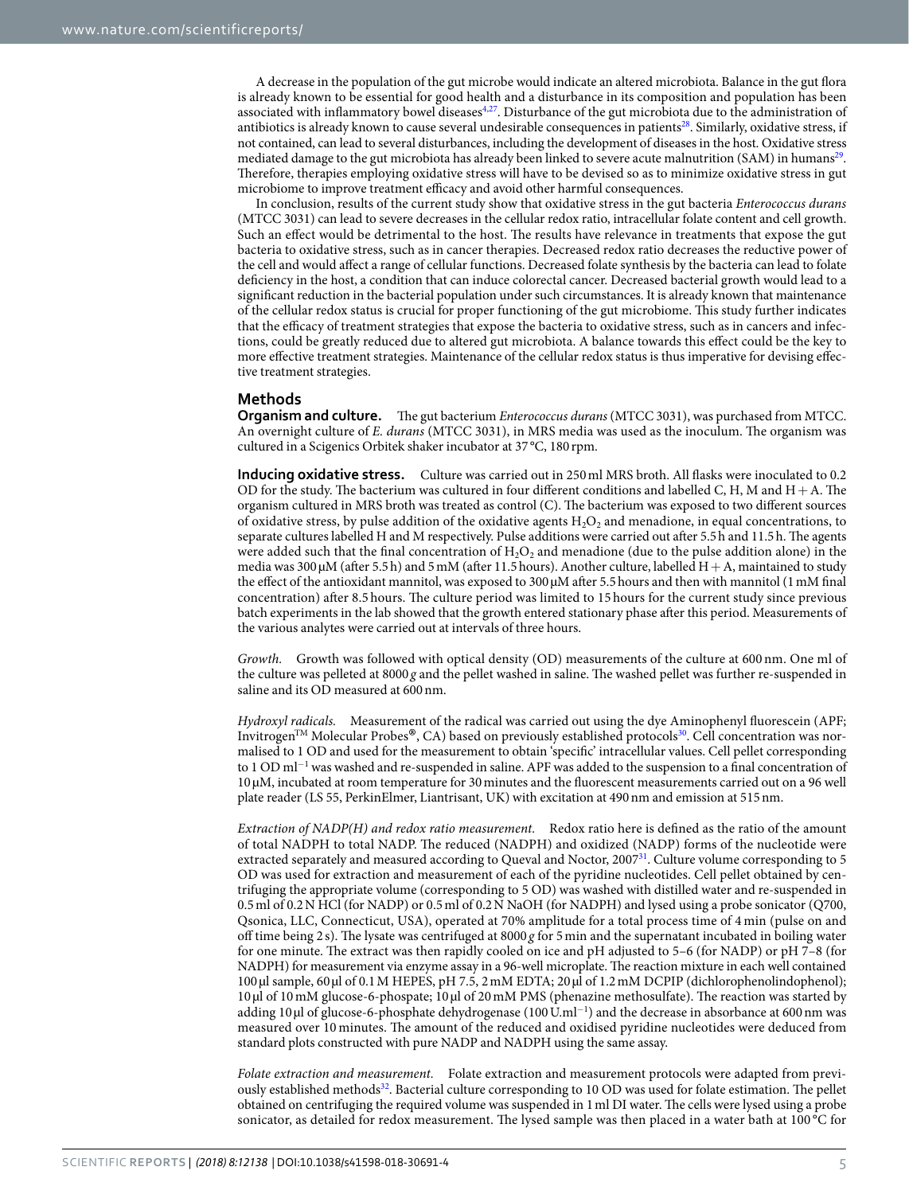A decrease in the population of the gut microbe would indicate an altered microbiota. Balance in the gut flora is already known to be essential for good health and a disturbance in its composition and population has been associated with inflammatory bowel diseases[4,27]. Disturbance of the gut microbiota due to the administration of antibiotics is already known to cause several undesirable consequences in patients[28]. Similarly, oxidative stress, if not contained, can lead to several disturbances, including the development of diseases in the host. Oxidative stress mediated damage to the gut microbiota has already been linked to severe acute malnutrition (SAM) in humans[29]. Therefore, therapies employing oxidative stress will have to be devised so as to minimize oxidative stress in gut microbiome to improve treatment efficacy and avoid other harmful consequences.

In conclusion, results of the current study show that oxidative stress in the gut bacteria *Enterococcus durans* (MTCC 3031) can lead to severe decreases in the cellular redox ratio, intracellular folate content and cell growth. Such an effect would be detrimental to the host. The results have relevance in treatments that expose the gut bacteria to oxidative stress, such as in cancer therapies. Decreased redox ratio decreases the reductive power of the cell and would affect a range of cellular functions. Decreased folate synthesis by the bacteria can lead to folate deficiency in the host, a condition that can induce colorectal cancer. Decreased bacterial growth would lead to a significant reduction in the bacterial population under such circumstances. It is already known that maintenance of the cellular redox status is crucial for proper functioning of the gut microbiome. This study further indicates that the efficacy of treatment strategies that expose the bacteria to oxidative stress, such as in cancers and infections, could be greatly reduced due to altered gut microbiota. A balance towards this effect could be the key to more effective treatment strategies. Maintenance of the cellular redox status is thus imperative for devising effective treatment strategies.

## Methods

**Organism and culture.** The gut bacterium *Enterococcus durans* (MTCC 3031), was purchased from MTCC. An overnight culture of *E. durans* (MTCC 3031), in MRS media was used as the inoculum. The organism was cultured in a Scigenics Orbitek shaker incubator at 37 °C, 180 rpm.

**Inducing oxidative stress.** Culture was carried out in 250 ml MRS broth. All flasks were inoculated to 0.2 OD for the study. The bacterium was cultured in four different conditions and labelled C, H, M and H + A. The organism cultured in MRS broth was treated as control (C). The bacterium was exposed to two different sources of oxidative stress, by pulse addition of the oxidative agents $H_2O_2$ and menadione, in equal concentrations, to separate cultures labelled H and M respectively. Pulse additions were carried out after 5.5 h and 11.5 h. The agents were added such that the final concentration of $H_2O_2$ and menadione (due to the pulse addition alone) in the media was 300 μM (after 5.5 h) and 5 mM (after 11.5 hours). Another culture, labelled H + A, maintained to study the effect of the antioxidant mannitol, was exposed to 300 μM after 5.5 hours and then with mannitol (1 mM final concentration) after 8.5 hours. The culture period was limited to 15 hours for the current study since previous batch experiments in the lab showed that the growth entered stationary phase after this period. Measurements of the various analytes were carried out at intervals of three hours.

*Growth.* Growth was followed with optical density (OD) measurements of the culture at 600 nm. One ml of the culture was pelleted at 8000 *g* and the pellet washed in saline. The washed pellet was further re-suspended in saline and its OD measured at 600 nm.

*Hydroxyl radicals.* Measurement of the radical was carried out using the dye Aminophenyl fluorescein (APF; Invitrogen™ Molecular Probes®, CA) based on previously established protocols[30]. Cell concentration was normalised to 1 OD and used for the measurement to obtain 'specific' intracellular values. Cell pellet corresponding to 1 OD $ml^{-1}$ was washed and re-suspended in saline. APF was added to the suspension to a final concentration of 10 μM, incubated at room temperature for 30 minutes and the fluorescent measurements carried out on a 96 well plate reader (LS 55, PerkinElmer, Liantrisant, UK) with excitation at 490 nm and emission at 515 nm.

*Extraction of NADP(H) and redox ratio measurement.* Redox ratio here is defined as the ratio of the amount of total NADPH to total NADP. The reduced (NADPH) and oxidized (NADP) forms of the nucleotide were extracted separately and measured according to Queval and Noctor, 2007[31]. Culture volume corresponding to 5 OD was used for extraction and measurement of each of the pyridine nucleotides. Cell pellet obtained by centrifuging the appropriate volume (corresponding to 5 OD) was washed with distilled water and re-suspended in 0.5 ml of 0.2 N HCl (for NADP) or 0.5 ml of 0.2 N NaOH (for NADPH) and lysed using a probe sonicator (Q700, Qsonica, LLC, Connecticut, USA), operated at 70% amplitude for a total process time of 4 min (pulse on and off time being 2 s). The lysate was centrifuged at 8000 *g* for 5 min and the supernatant incubated in boiling water for one minute. The extract was then rapidly cooled on ice and pH adjusted to 5–6 (for NADP) or pH 7–8 (for NADPH) for measurement via enzyme assay in a 96-well microplate. The reaction mixture in each well contained 100 μl sample, 60 μl of 0.1 M HEPES, pH 7.5, 2 mM EDTA; 20 μl of 1.2 mM DCPIP (dichlorophenolindophenol); 10 μl of 10 mM glucose-6-phospate; 10 μl of 20 mM PMS (phenazine methosulfate). The reaction was started by adding 10 μl of glucose-6-phosphate dehydrogenase (100 $U.ml^{-1}$) and the decrease in absorbance at 600 nm was measured over 10 minutes. The amount of the reduced and oxidised pyridine nucleotides were deduced from standard plots constructed with pure NADP and NADPH using the same assay.

*Folate extraction and measurement.* Folate extraction and measurement protocols were adapted from previously established methods[32]. Bacterial culture corresponding to 10 OD was used for folate estimation. The pellet obtained on centrifuging the required volume was suspended in 1 ml DI water. The cells were lysed using a probe sonicator, as detailed for redox measurement. The lysed sample was then placed in a water bath at 100 °C for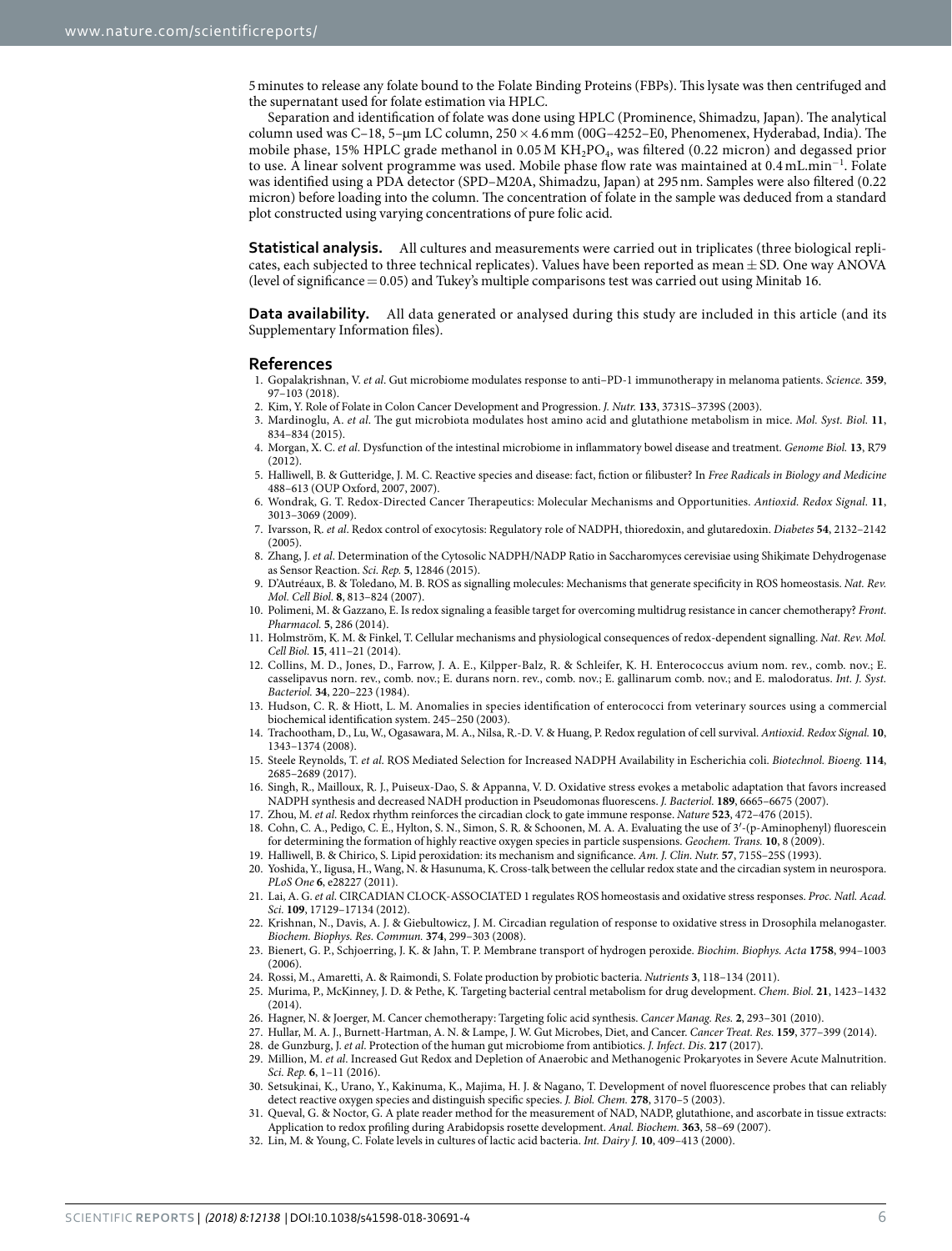5 minutes to release any folate bound to the Folate Binding Proteins (FBPs). This lysate was then centrifuged and the supernatant used for folate estimation via HPLC.

Separation and identification of folate was done using HPLC (Prominence, Shimadzu, Japan). The analytical column used was C–18, 5–μm LC column, 250 × 4.6 mm (00G–4252–E0, Phenomenex, Hyderabad, India). The mobile phase, 15% HPLC grade methanol in 0.05 M $KH_2PO_4$, was filtered (0.22 micron) and degassed prior to use. A linear solvent programme was used. Mobile phase flow rate was maintained at 0.4 mL.min$^{-1}$. Folate was identified using a PDA detector (SPD–M20A, Shimadzu, Japan) at 295 nm. Samples were also filtered (0.22 micron) before loading into the column. The concentration of folate in the sample was deduced from a standard plot constructed using varying concentrations of pure folic acid.

**Statistical analysis.** All cultures and measurements were carried out in triplicates (three biological replicates, each subjected to three technical replicates). Values have been reported as mean ± SD. One way ANOVA (level of significance = 0.05) and Tukey's multiple comparisons test was carried out using Minitab 16.

**Data availability.** All data generated or analysed during this study are included in this article (and its Supplementary Information files).

## References

1. Gopalakrishnan, V. *et al*. Gut microbiome modulates response to anti–PD-1 immunotherapy in melanoma patients. *Science*. **359**, 97–103 (2018).
2. Kim, Y. Role of Folate in Colon Cancer Development and Progression. *J. Nutr.* **133**, 3731S–3739S (2003).
3. Mardinoglu, A. *et al*. The gut microbiota modulates host amino acid and glutathione metabolism in mice. *Mol. Syst. Biol.* **11**, 834–834 (2015).
4. Morgan, X. C. *et al*. Dysfunction of the intestinal microbiome in inflammatory bowel disease and treatment. *Genome Biol.* **13**, R79 (2012).
5. Halliwell, B. & Gutteridge, J. M. C. Reactive species and disease: fact, fiction or filibuster? In *Free Radicals in Biology and Medicine* 488–613 (OUP Oxford, 2007, 2007).
6. Wondrak, G. T. Redox-Directed Cancer Therapeutics: Molecular Mechanisms and Opportunities. *Antioxid. Redox Signal.* **11**, 3013–3069 (2009).
7. Ivarsson, R. *et al*. Redox control of exocytosis: Regulatory role of NADPH, thioredoxin, and glutaredoxin. *Diabetes* **54**, 2132–2142 (2005).
8. Zhang, J. *et al*. Determination of the Cytosolic NADPH/NADP Ratio in Saccharomyces cerevisiae using Shikimate Dehydrogenase as Sensor Reaction. *Sci. Rep.* **5**, 12846 (2015).
9. D'Autréaux, B. & Toledano, M. B. ROS as signalling molecules: Mechanisms that generate specificity in ROS homeostasis. *Nat. Rev. Mol. Cell Biol.* **8**, 813–824 (2007).
10. Polimeni, M. & Gazzano, E. Is redox signaling a feasible target for overcoming multidrug resistance in cancer chemotherapy? *Front. Pharmacol.* **5**, 286 (2014).
11. Holmström, K. M. & Finkel, T. Cellular mechanisms and physiological consequences of redox-dependent signalling. *Nat. Rev. Mol. Cell Biol.* **15**, 411–21 (2014).
12. Collins, M. D., Jones, D., Farrow, J. A. E., Kilpper-Balz, R. & Schleifer, K. H. Enterococcus avium nom. rev., comb. nov.; E. casselipavus norn. rev., comb. nov.; E. durans norn. rev., comb. nov.; E. gallinarum comb. nov.; and E. malodoratus. *Int. J. Syst. Bacteriol.* **34**, 220–223 (1984).
13. Hudson, C. R. & Hiott, L. M. Anomalies in species identification of enterococci from veterinary sources using a commercial biochemical identification system. 245–250 (2003).
14. Trachootham, D., Lu, W., Ogasawara, M. A., Nilsa, R.-D. V. & Huang, P. Redox regulation of cell survival. *Antioxid. Redox Signal.* **10**, 1343–1374 (2008).
15. Steele Reynolds, T. *et al*. ROS Mediated Selection for Increased NADPH Availability in Escherichia coli. *Biotechnol. Bioeng.* **114**, 2685–2689 (2017).
16. Singh, R., Mailloux, R. J., Puiseux-Dao, S. & Appanna, V. D. Oxidative stress evokes a metabolic adaptation that favors increased NADPH synthesis and decreased NADH production in Pseudomonas fluorescens. *J. Bacteriol.* **189**, 6665–6675 (2007).
17. Zhou, M. *et al*. Redox rhythm reinforces the circadian clock to gate immune response. *Nature* **523**, 472–476 (2015).
18. Cohn, C. A., Pedigo, C. E., Hylton, S. N., Simon, S. R. & Schoonen, M. A. A. Evaluating the use of 3′-(p-Aminophenyl) fluorescein for determining the formation of highly reactive oxygen species in particle suspensions. *Geochem. Trans.* **10**, 8 (2009).
19. Halliwell, B. & Chirico, S. Lipid peroxidation: its mechanism and significance. *Am. J. Clin. Nutr.* **57**, 715S–25S (1993).
20. Yoshida, Y., Iigusa, H., Wang, N. & Hasunuma, K. Cross-talk between the cellular redox state and the circadian system in neurospora. *PLoS One* **6**, e28227 (2011).
21. Lai, A. G. *et al*. CIRCADIAN CLOCK-ASSOCIATED 1 regulates ROS homeostasis and oxidative stress responses. *Proc. Natl. Acad. Sci.* **109**, 17129–17134 (2012).
22. Krishnan, N., Davis, A. J. & Giebultowicz, J. M. Circadian regulation of response to oxidative stress in Drosophila melanogaster. *Biochem. Biophys. Res. Commun.* **374**, 299–303 (2008).
23. Bienert, G. P., Schjoerring, J. K. & Jahn, T. P. Membrane transport of hydrogen peroxide. *Biochim. Biophys. Acta* **1758**, 994–1003 (2006).
24. Rossi, M., Amaretti, A. & Raimondi, S. Folate production by probiotic bacteria. *Nutrients* **3**, 118–134 (2011).
25. Murima, P., McKinney, J. D. & Pethe, K. Targeting bacterial central metabolism for drug development. *Chem. Biol.* **21**, 1423–1432 (2014).
26. Hagner, N. & Joerger, M. Cancer chemotherapy: Targeting folic acid synthesis. *Cancer Manag. Res.* **2**, 293–301 (2010).
27. Hullar, M. A. J., Burnett-Hartman, A. N. & Lampe, J. W. Gut Microbes, Diet, and Cancer. *Cancer Treat. Res.* **159**, 377–399 (2014).
28. de Gunzburg, J. *et al*. Protection of the human gut microbiome from antibiotics. *J. Infect. Dis.* **217** (2017).
29. Million, M. *et al*. Increased Gut Redox and Depletion of Anaerobic and Methanogenic Prokaryotes in Severe Acute Malnutrition. *Sci. Rep.* **6**, 1–11 (2016).
30. Setsukinai, K., Urano, Y., Kakinuma, K., Majima, H. J. & Nagano, T. Development of novel fluorescence probes that can reliably detect reactive oxygen species and distinguish specific species. *J. Biol. Chem.* **278**, 3170–5 (2003).
31. Queval, G. & Noctor, G. A plate reader method for the measurement of NAD, NADP, glutathione, and ascorbate in tissue extracts: Application to redox profiling during Arabidopsis rosette development. *Anal. Biochem.* **363**, 58–69 (2007).
32. Lin, M. & Young, C. Folate levels in cultures of lactic acid bacteria. *Int. Dairy J.* **10**, 409–413 (2000).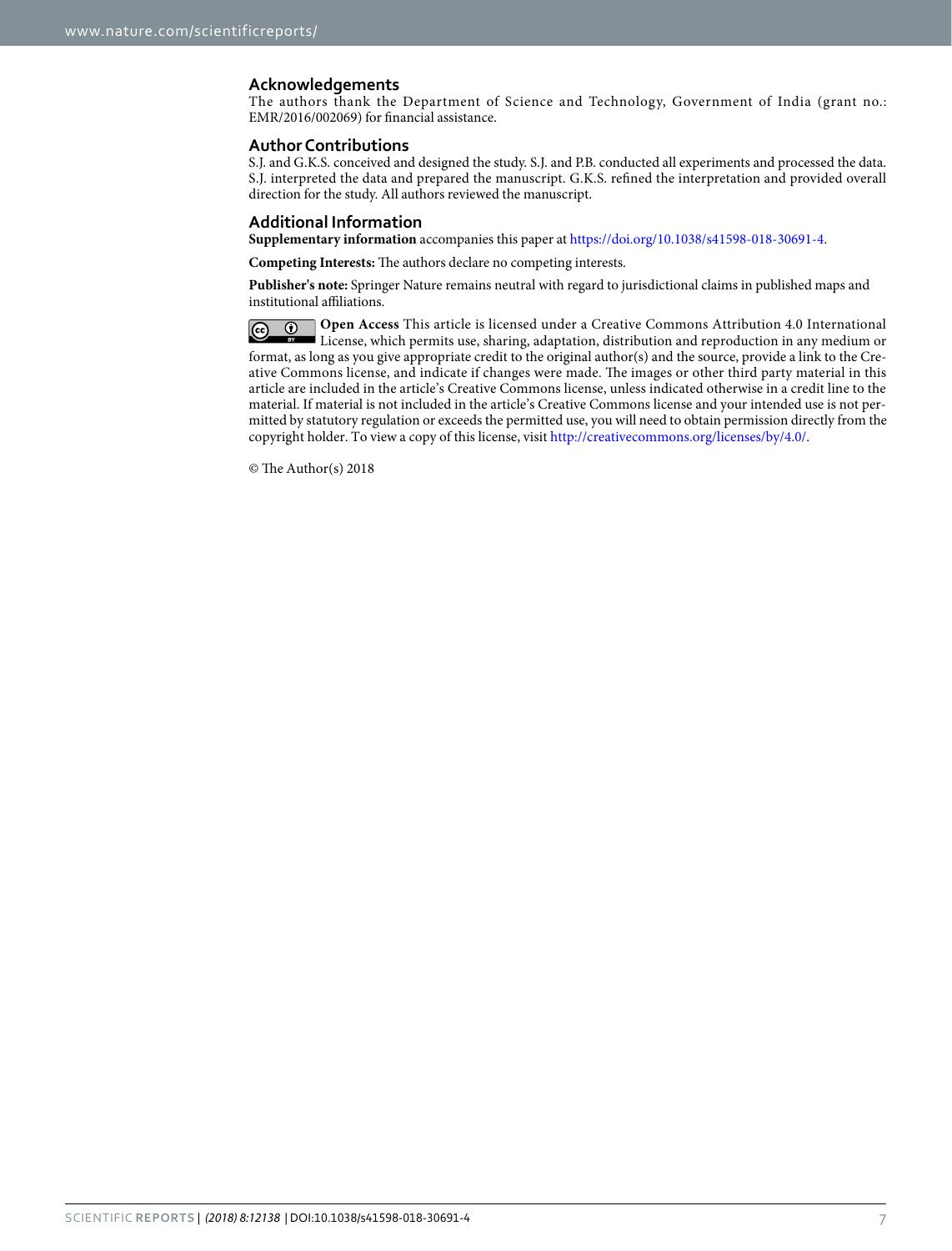## Acknowledgements

The authors thank the Department of Science and Technology, Government of India (grant no.: EMR/2016/002069) for financial assistance.

## Author Contributions

S.J. and G.K.S. conceived and designed the study. S.J. and P.B. conducted all experiments and processed the data. S.J. interpreted the data and prepared the manuscript. G.K.S. refined the interpretation and provided overall direction for the study. All authors reviewed the manuscript.

## Additional Information

**Supplementary information** accompanies this paper at https://doi.org/10.1038/s41598-018-30691-4.

**Competing Interests:** The authors declare no competing interests.

**Publisher's note:** Springer Nature remains neutral with regard to jurisdictional claims in published maps and institutional affiliations.

**Open Access** This article is licensed under a Creative Commons Attribution 4.0 International License, which permits use, sharing, adaptation, distribution and reproduction in any medium or format, as long as you give appropriate credit to the original author(s) and the source, provide a link to the Creative Commons license, and indicate if changes were made. The images or other third party material in this article are included in the article's Creative Commons license, unless indicated otherwise in a credit line to the material. If material is not included in the article's Creative Commons license and your intended use is not permitted by statutory regulation or exceeds the permitted use, you will need to obtain permission directly from the copyright holder. To view a copy of this license, visit http://creativecommons.org/licenses/by/4.0/.

© The Author(s) 2018